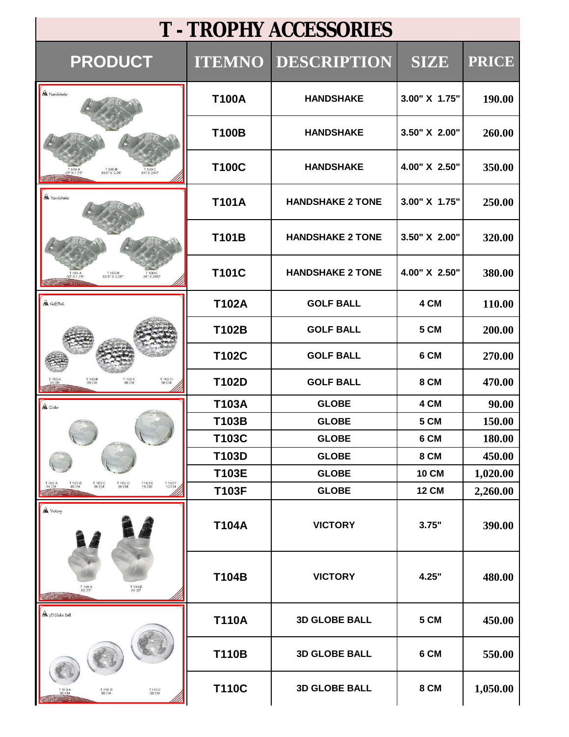# T - TROPHY ACCESSORIES

| PRODUCT | ITEMNO | DESCRIPTION | SIZE | PRICE |
|---|---|---|---|---|
| | T100A | HANDSHAKE | 3.00" X 1.75" | 190.00 |
| | T100B | HANDSHAKE | 3.50" X 2.00" | 260.00 |
| | T100C | HANDSHAKE | 4.00" X 2.50" | 350.00 |
| | T101A | HANDSHAKE 2 TONE | 3.00" X 1.75" | 250.00 |
| | T101B | HANDSHAKE 2 TONE | 3.50" X 2.00" | 320.00 |
| | T101C | HANDSHAKE 2 TONE | 4.00" X 2.50" | 380.00 |
| | T102A | GOLF BALL | 4 CM | 110.00 |
| | T102B | GOLF BALL | 5 CM | 200.00 |
| | T102C | GOLF BALL | 6 CM | 270.00 |
| | T102D | GOLF BALL | 8 CM | 470.00 |
| | T103A | GLOBE | 4 CM | 90.00 |
| | T103B | GLOBE | 5 CM | 150.00 |
| | T103C | GLOBE | 6 CM | 180.00 |
| | T103D | GLOBE | 8 CM | 450.00 |
| | T103E | GLOBE | 10 CM | 1,020.00 |
| | T103F | GLOBE | 12 CM | 2,260.00 |
| | T104A | VICTORY | 3.75" | 390.00 |
| | T104B | VICTORY | 4.25" | 480.00 |
| | T110A | 3D GLOBE BALL | 5 CM | 450.00 |
| | T110B | 3D GLOBE BALL | 6 CM | 550.00 |
| | T110C | 3D GLOBE BALL | 8 CM | 1,050.00 |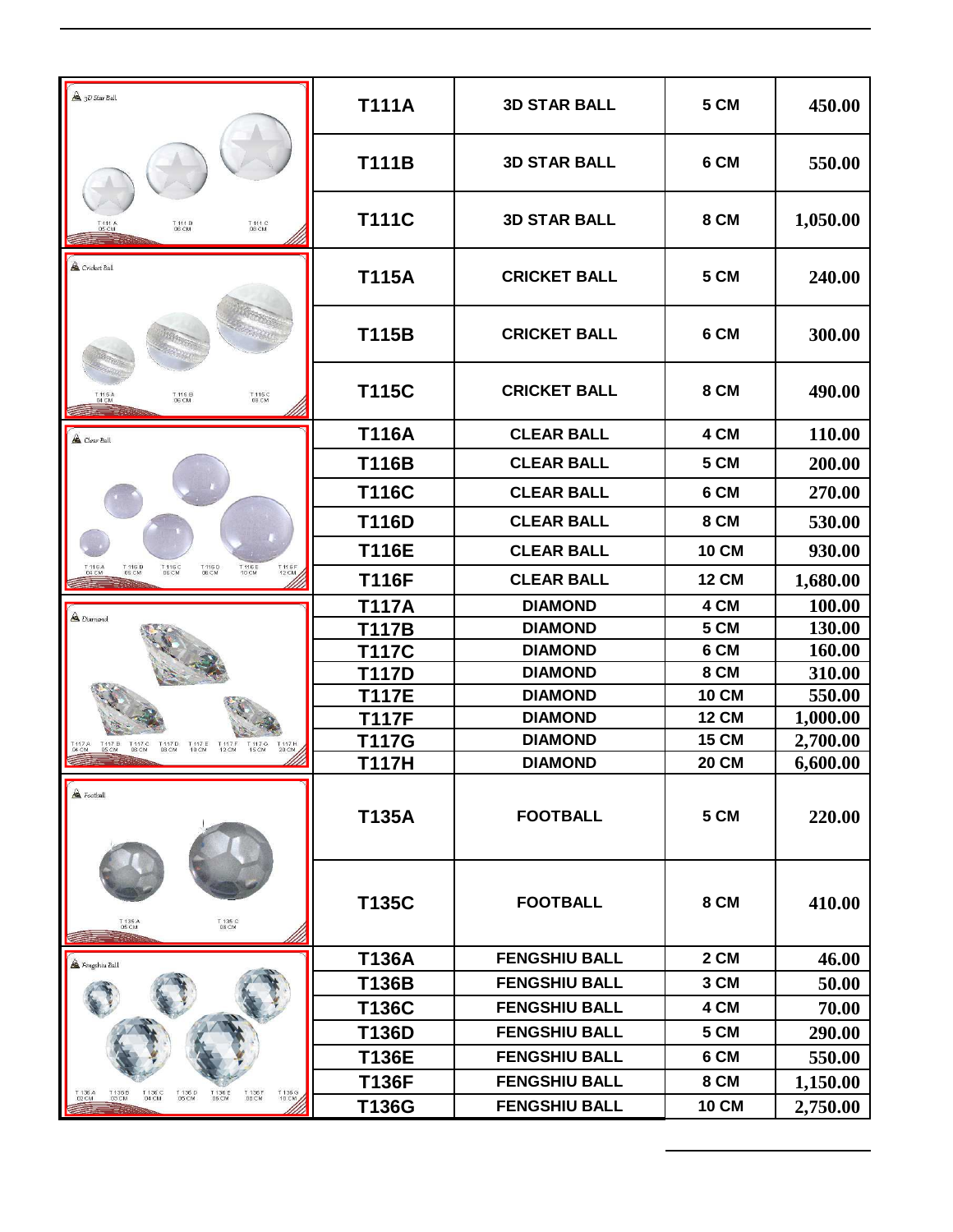| Code | Item | Size | Price |
|---|---|---|---|
| T111A | 3D STAR BALL | 5 CM | 450.00 |
| T111B | 3D STAR BALL | 6 CM | 550.00 |
| T111C | 3D STAR BALL | 8 CM | 1,050.00 |
| T115A | CRICKET BALL | 5 CM | 240.00 |
| T115B | CRICKET BALL | 6 CM | 300.00 |
| T115C | CRICKET BALL | 8 CM | 490.00 |
| T116A | CLEAR BALL | 4 CM | 110.00 |
| T116B | CLEAR BALL | 5 CM | 200.00 |
| T116C | CLEAR BALL | 6 CM | 270.00 |
| T116D | CLEAR BALL | 8 CM | 530.00 |
| T116E | CLEAR BALL | 10 CM | 930.00 |
| T116F | CLEAR BALL | 12 CM | 1,680.00 |
| T117A | DIAMOND | 4 CM | 100.00 |
| T117B | DIAMOND | 5 CM | 130.00 |
| T117C | DIAMOND | 6 CM | 160.00 |
| T117D | DIAMOND | 8 CM | 310.00 |
| T117E | DIAMOND | 10 CM | 550.00 |
| T117F | DIAMOND | 12 CM | 1,000.00 |
| T117G | DIAMOND | 15 CM | 2,700.00 |
| T117H | DIAMOND | 20 CM | 6,600.00 |
| T135A | FOOTBALL | 5 CM | 220.00 |
| T135C | FOOTBALL | 8 CM | 410.00 |
| T136A | FENGSHIU BALL | 2 CM | 46.00 |
| T136B | FENGSHIU BALL | 3 CM | 50.00 |
| T136C | FENGSHIU BALL | 4 CM | 70.00 |
| T136D | FENGSHIU BALL | 5 CM | 290.00 |
| T136E | FENGSHIU BALL | 6 CM | 550.00 |
| T136F | FENGSHIU BALL | 8 CM | 1,150.00 |
| T136G | FENGSHIU BALL | 10 CM | 2,750.00 |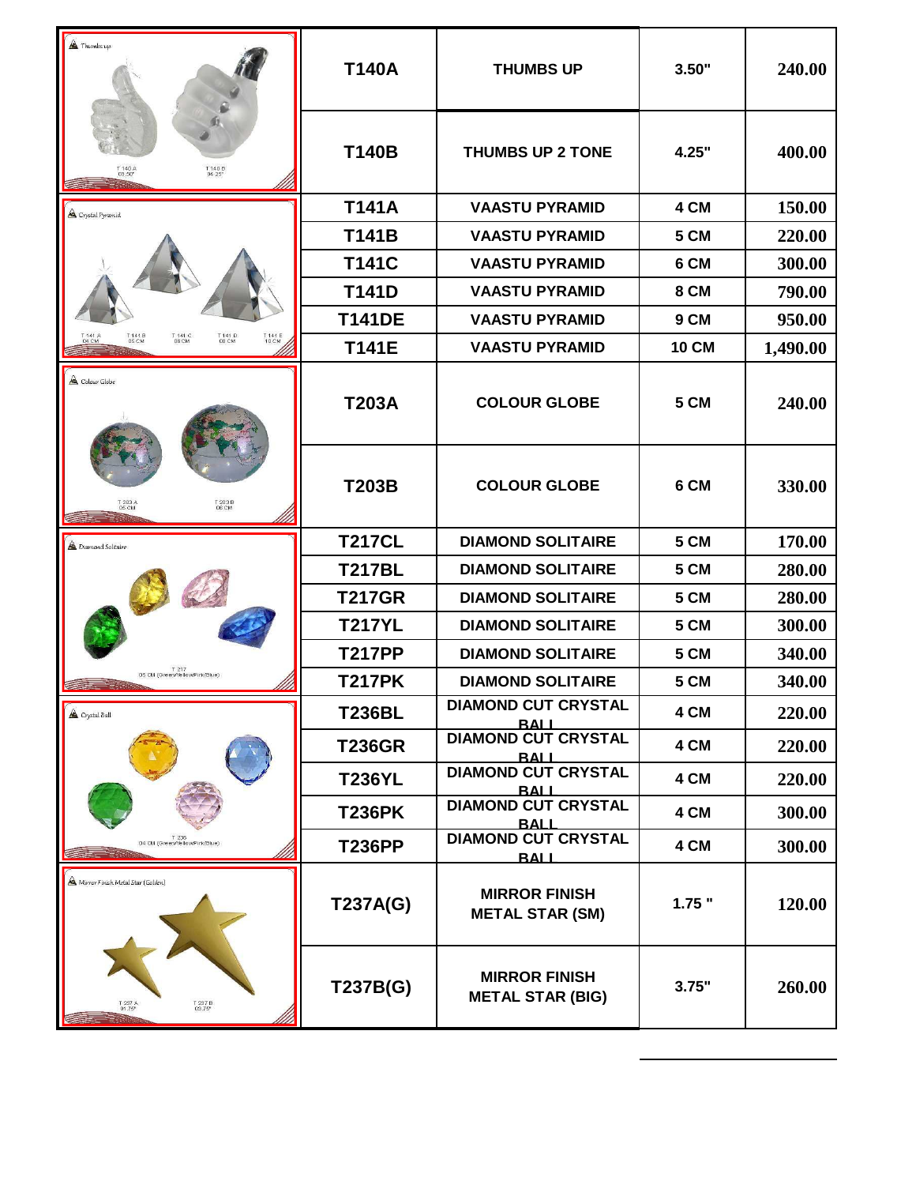| | | | | |
|---|---|---|---|---|
| Thumbs up<br>T 140 A 03.50"<br>T 140 B 04.25" | T140A | THUMBS UP | 3.50" | 240.00 |
| | T140B | THUMBS UP 2 TONE | 4.25" | 400.00 |
| Crystal Pyramid<br>T 141 A 04 CM<br>T 141 B 05 CM<br>T 141 C 06 CM<br>T 141 D 08 CM<br>T 141 E 10 CM | T141A | VAASTU PYRAMID | 4 CM | 150.00 |
| | T141B | VAASTU PYRAMID | 5 CM | 220.00 |
| | T141C | VAASTU PYRAMID | 6 CM | 300.00 |
| | T141D | VAASTU PYRAMID | 8 CM | 790.00 |
| | T141DE | VAASTU PYRAMID | 9 CM | 950.00 |
| | T141E | VAASTU PYRAMID | 10 CM | 1,490.00 |
| Colour Globe<br>T 203 A 05 CM<br>T 203 B 06 CM | T203A | COLOUR GLOBE | 5 CM | 240.00 |
| | T203B | COLOUR GLOBE | 6 CM | 330.00 |
| Diamond Solitaire<br>T 217<br>05 CM (Green/Yellow/Pink/Blue) | T217CL | DIAMOND SOLITAIRE | 5 CM | 170.00 |
| | T217BL | DIAMOND SOLITAIRE | 5 CM | 280.00 |
| | T217GR | DIAMOND SOLITAIRE | 5 CM | 280.00 |
| | T217YL | DIAMOND SOLITAIRE | 5 CM | 300.00 |
| | T217PP | DIAMOND SOLITAIRE | 5 CM | 340.00 |
| | T217PK | DIAMOND SOLITAIRE | 5 CM | 340.00 |
| Crystal Ball<br>T 236<br>04 CM (Green/Yellow/Pink/Blue) | T236BL | DIAMOND CUT CRYSTAL BALL | 4 CM | 220.00 |
| | T236GR | DIAMOND CUT CRYSTAL BALL | 4 CM | 220.00 |
| | T236YL | DIAMOND CUT CRYSTAL BALL | 4 CM | 220.00 |
| | T236PK | DIAMOND CUT CRYSTAL BALL | 4 CM | 300.00 |
| | T236PP | DIAMOND CUT CRYSTAL BALL | 4 CM | 300.00 |
| Mirror Finish Metal Star (Golden)<br>T 237 A 01.75"<br>T 237 B 03.75" | T237A(G) | MIRROR FINISH METAL STAR (SM) | 1.75 " | 120.00 |
| | T237B(G) | MIRROR FINISH METAL STAR (BIG) | 3.75" | 260.00 |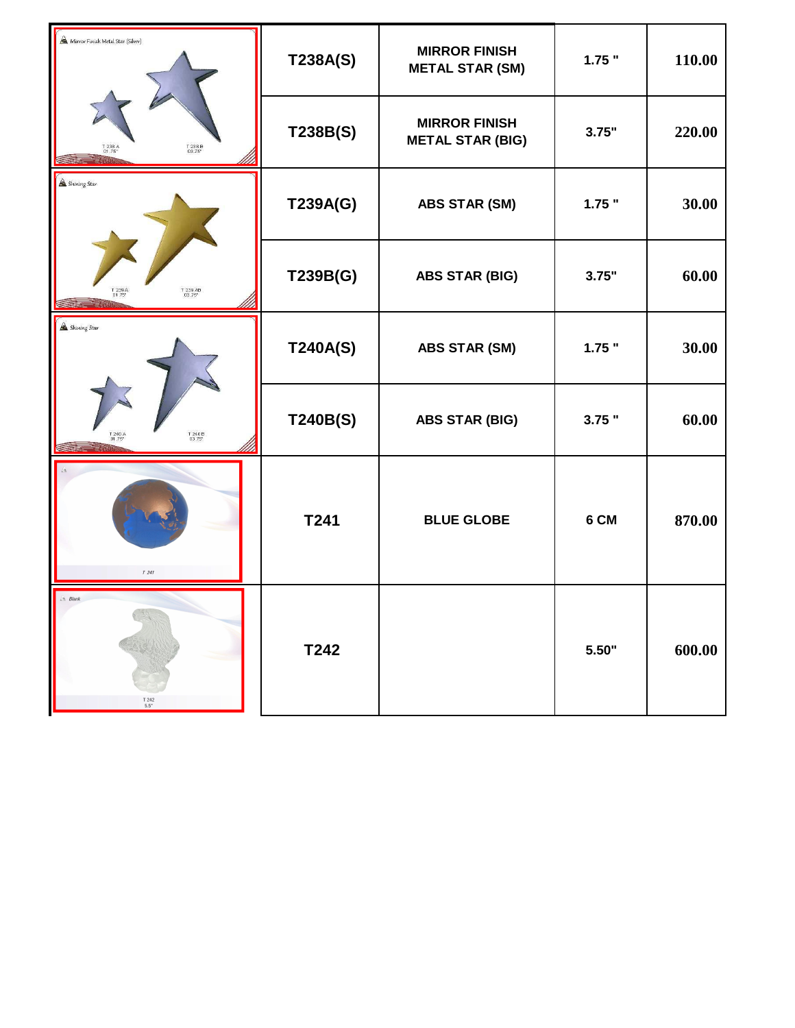| | | | | |
|---|---|---|---|---|
| | T238A(S) | MIRROR FINISH METAL STAR (SM) | 1.75 " | 110.00 |
| | T238B(S) | MIRROR FINISH METAL STAR (BIG) | 3.75" | 220.00 |
| | T239A(G) | ABS STAR (SM) | 1.75 " | 30.00 |
| | T239B(G) | ABS STAR (BIG) | 3.75" | 60.00 |
| | T240A(S) | ABS STAR (SM) | 1.75 " | 30.00 |
| | T240B(S) | ABS STAR (BIG) | 3.75 " | 60.00 |
| | T241 | BLUE GLOBE | 6 CM | 870.00 |
| | T242 | | 5.50" | 600.00 |